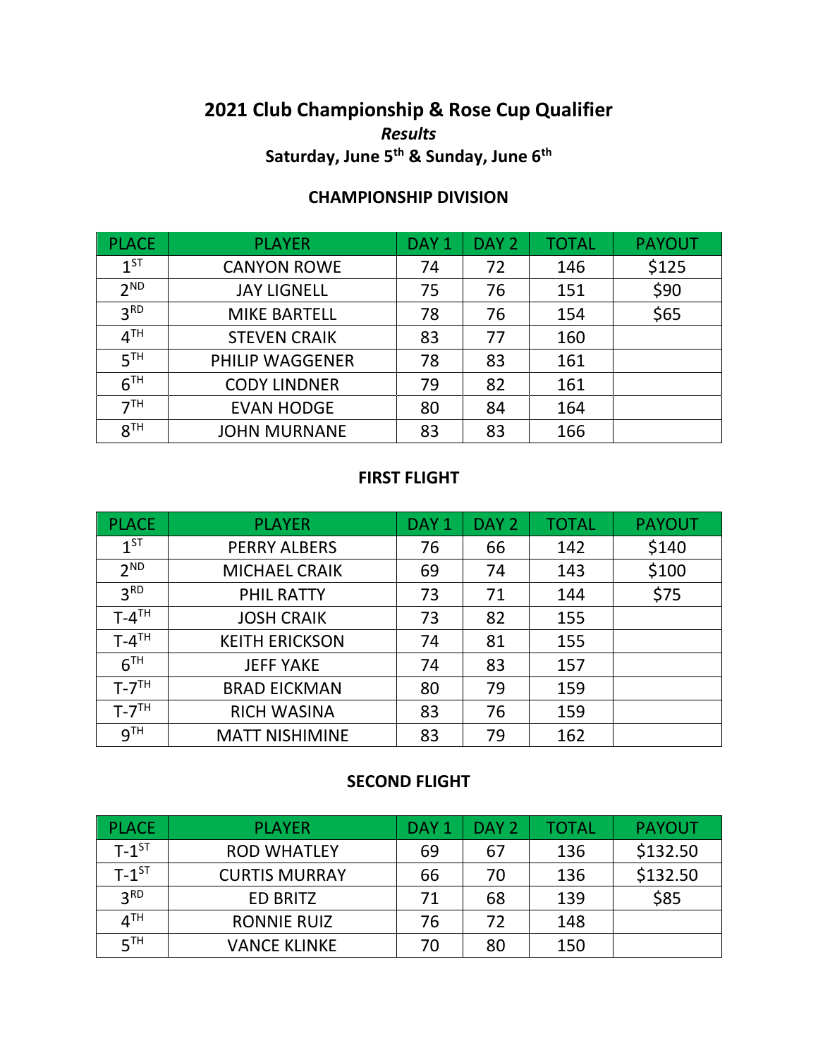# 2021 Club Championship & Rose Cup Qualifier

***Results***

**Saturday, June 5th & Sunday, June 6th**

## CHAMPIONSHIP DIVISION

| PLACE | PLAYER | DAY 1 | DAY 2 | TOTAL | PAYOUT |
|---|---|---|---|---|---|
| 1ST | CANYON ROWE | 74 | 72 | 146 | $125 |
| 2ND | JAY LIGNELL | 75 | 76 | 151 | $90 |
| 3RD | MIKE BARTELL | 78 | 76 | 154 | $65 |
| 4TH | STEVEN CRAIK | 83 | 77 | 160 | |
| 5TH | PHILIP WAGGENER | 78 | 83 | 161 | |
| 6TH | CODY LINDNER | 79 | 82 | 161 | |
| 7TH | EVAN HODGE | 80 | 84 | 164 | |
| 8TH | JOHN MURNANE | 83 | 83 | 166 | |

## FIRST FLIGHT

| PLACE | PLAYER | DAY 1 | DAY 2 | TOTAL | PAYOUT |
|---|---|---|---|---|---|
| 1ST | PERRY ALBERS | 76 | 66 | 142 | $140 |
| 2ND | MICHAEL CRAIK | 69 | 74 | 143 | $100 |
| 3RD | PHIL RATTY | 73 | 71 | 144 | $75 |
| T-4TH | JOSH CRAIK | 73 | 82 | 155 | |
| T-4TH | KEITH ERICKSON | 74 | 81 | 155 | |
| 6TH | JEFF YAKE | 74 | 83 | 157 | |
| T-7TH | BRAD EICKMAN | 80 | 79 | 159 | |
| T-7TH | RICH WASINA | 83 | 76 | 159 | |
| 9TH | MATT NISHIMINE | 83 | 79 | 162 | |

## SECOND FLIGHT

| PLACE | PLAYER | DAY 1 | DAY 2 | TOTAL | PAYOUT |
|---|---|---|---|---|---|
| T-1ST | ROD WHATLEY | 69 | 67 | 136 | $132.50 |
| T-1ST | CURTIS MURRAY | 66 | 70 | 136 | $132.50 |
| 3RD | ED BRITZ | 71 | 68 | 139 | $85 |
| 4TH | RONNIE RUIZ | 76 | 72 | 148 | |
| 5TH | VANCE KLINKE | 70 | 80 | 150 | |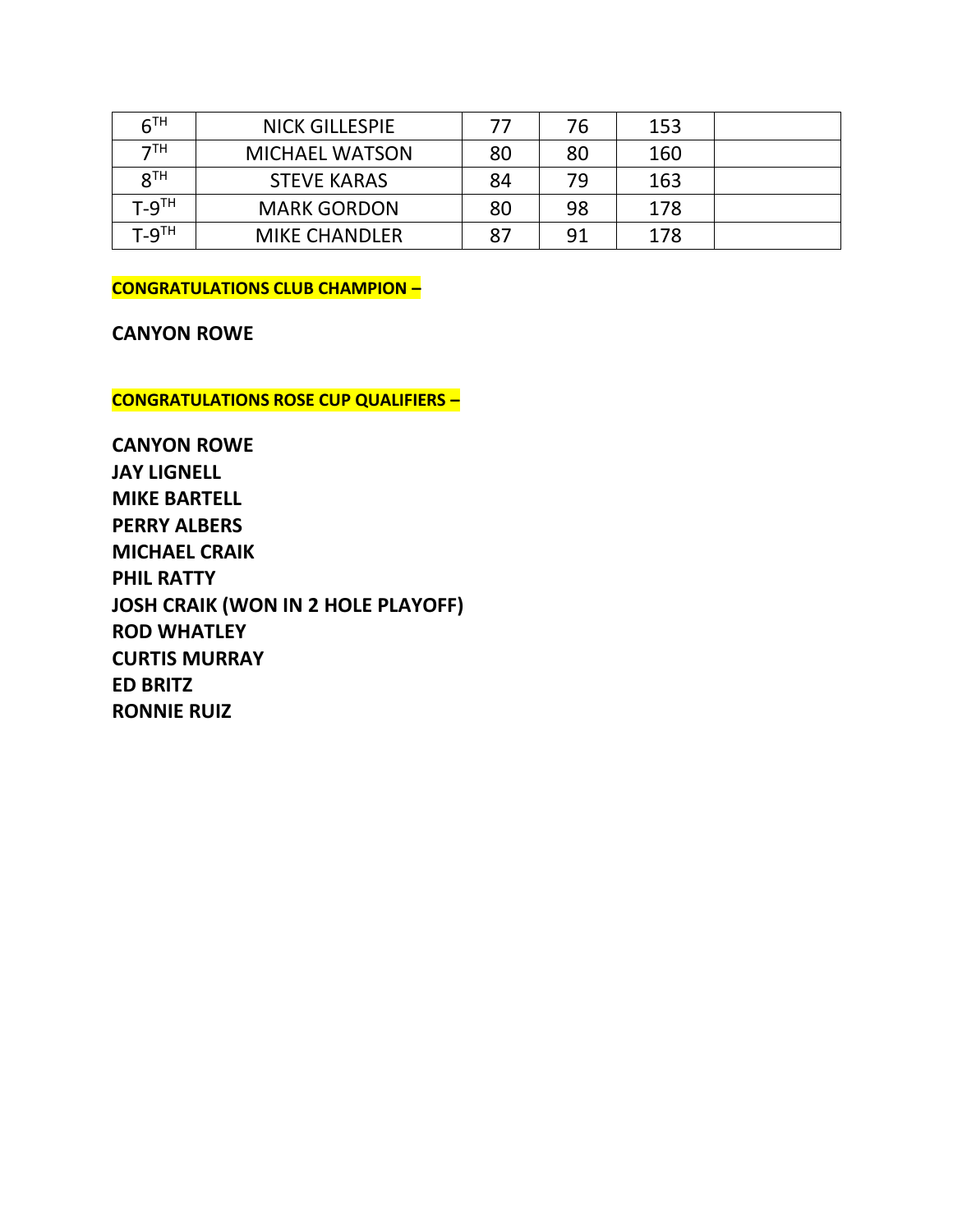| | | | | | |
|---|---|---|---|---|---|
| 6TH | NICK GILLESPIE | 77 | 76 | 153 | |
| 7TH | MICHAEL WATSON | 80 | 80 | 160 | |
| 8TH | STEVE KARAS | 84 | 79 | 163 | |
| T-9TH | MARK GORDON | 80 | 98 | 178 | |
| T-9TH | MIKE CHANDLER | 87 | 91 | 178 | |

**CONGRATULATIONS CLUB CHAMPION –**

**CANYON ROWE**

**CONGRATULATIONS ROSE CUP QUALIFIERS –**

**CANYON ROWE**
**JAY LIGNELL**
**MIKE BARTELL**
**PERRY ALBERS**
**MICHAEL CRAIK**
**PHIL RATTY**
**JOSH CRAIK (WON IN 2 HOLE PLAYOFF)**
**ROD WHATLEY**
**CURTIS MURRAY**
**ED BRITZ**
**RONNIE RUIZ**